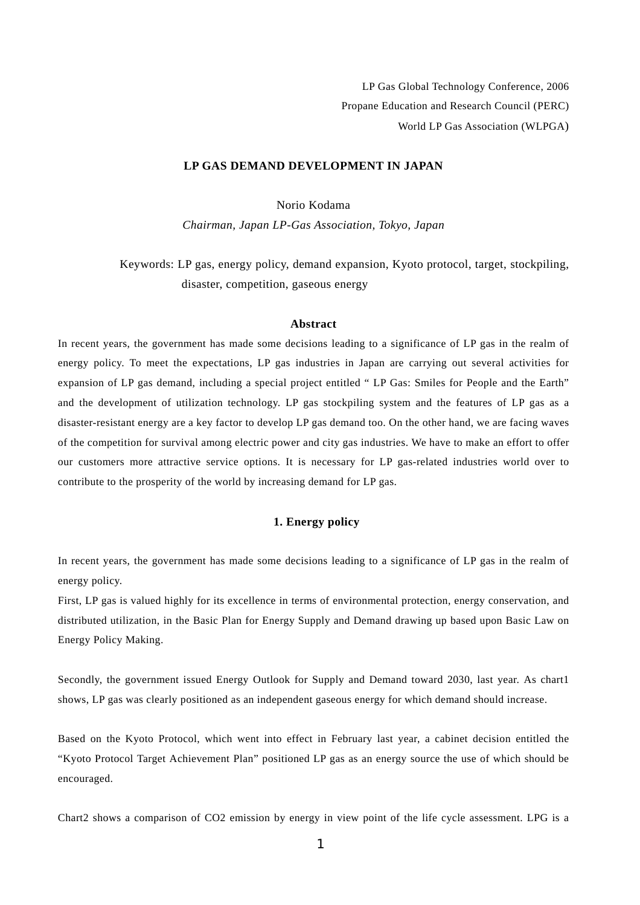LP Gas Global Technology Conference, 2006
Propane Education and Research Council (PERC)
World LP Gas Association (WLPGA)

# LP GAS DEMAND DEVELOPMENT IN JAPAN

Norio Kodama
*Chairman, Japan LP-Gas Association, Tokyo, Japan*

Keywords: LP gas, energy policy, demand expansion, Kyoto protocol, target, stockpiling, disaster, competition, gaseous energy

## Abstract

In recent years, the government has made some decisions leading to a significance of LP gas in the realm of energy policy. To meet the expectations, LP gas industries in Japan are carrying out several activities for expansion of LP gas demand, including a special project entitled " LP Gas: Smiles for People and the Earth" and the development of utilization technology. LP gas stockpiling system and the features of LP gas as a disaster-resistant energy are a key factor to develop LP gas demand too. On the other hand, we are facing waves of the competition for survival among electric power and city gas industries. We have to make an effort to offer our customers more attractive service options. It is necessary for LP gas-related industries world over to contribute to the prosperity of the world by increasing demand for LP gas.

## 1. Energy policy

In recent years, the government has made some decisions leading to a significance of LP gas in the realm of energy policy.
First, LP gas is valued highly for its excellence in terms of environmental protection, energy conservation, and distributed utilization, in the Basic Plan for Energy Supply and Demand drawing up based upon Basic Law on Energy Policy Making.

Secondly, the government issued Energy Outlook for Supply and Demand toward 2030, last year. As chart1 shows, LP gas was clearly positioned as an independent gaseous energy for which demand should increase.

Based on the Kyoto Protocol, which went into effect in February last year, a cabinet decision entitled the "Kyoto Protocol Target Achievement Plan" positioned LP gas as an energy source the use of which should be encouraged.

Chart2 shows a comparison of $CO_2$ emission by energy in view point of the life cycle assessment. LPG is a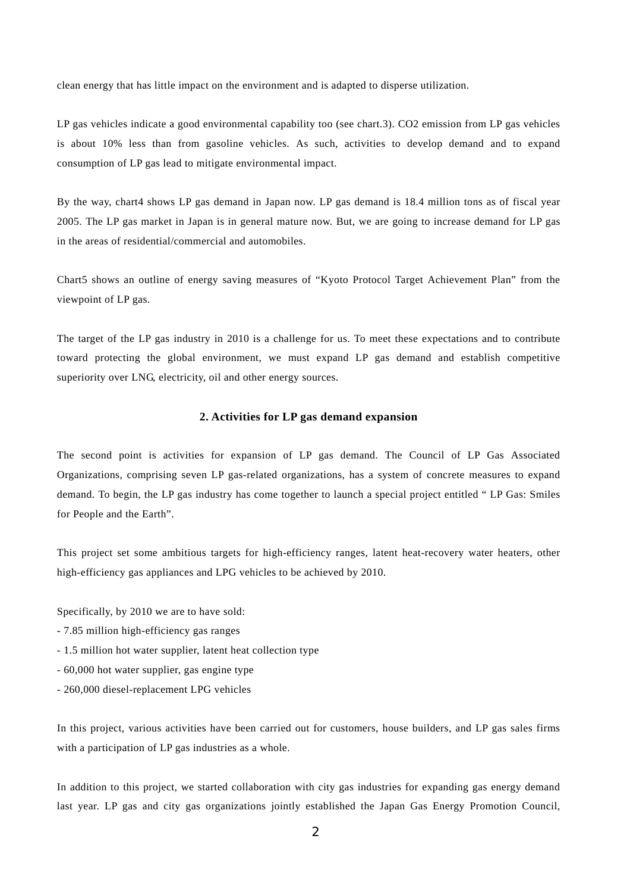clean energy that has little impact on the environment and is adapted to disperse utilization.

LP gas vehicles indicate a good environmental capability too (see chart.3). $CO_2$ emission from LP gas vehicles is about 10% less than from gasoline vehicles. As such, activities to develop demand and to expand consumption of LP gas lead to mitigate environmental impact.

By the way, chart4 shows LP gas demand in Japan now. LP gas demand is 18.4 million tons as of fiscal year 2005. The LP gas market in Japan is in general mature now. But, we are going to increase demand for LP gas in the areas of residential/commercial and automobiles.

Chart5 shows an outline of energy saving measures of “Kyoto Protocol Target Achievement Plan” from the viewpoint of LP gas.

The target of the LP gas industry in 2010 is a challenge for us. To meet these expectations and to contribute toward protecting the global environment, we must expand LP gas demand and establish competitive superiority over LNG, electricity, oil and other energy sources.

## 2. Activities for LP gas demand expansion

The second point is activities for expansion of LP gas demand. The Council of LP Gas Associated Organizations, comprising seven LP gas-related organizations, has a system of concrete measures to expand demand. To begin, the LP gas industry has come together to launch a special project entitled “ LP Gas: Smiles for People and the Earth”.

This project set some ambitious targets for high-efficiency ranges, latent heat-recovery water heaters, other high-efficiency gas appliances and LPG vehicles to be achieved by 2010.

Specifically, by 2010 we are to have sold:

- 7.85 million high-efficiency gas ranges
- 1.5 million hot water supplier, latent heat collection type
- 60,000 hot water supplier, gas engine type
- 260,000 diesel-replacement LPG vehicles

In this project, various activities have been carried out for customers, house builders, and LP gas sales firms with a participation of LP gas industries as a whole.

In addition to this project, we started collaboration with city gas industries for expanding gas energy demand last year. LP gas and city gas organizations jointly established the Japan Gas Energy Promotion Council,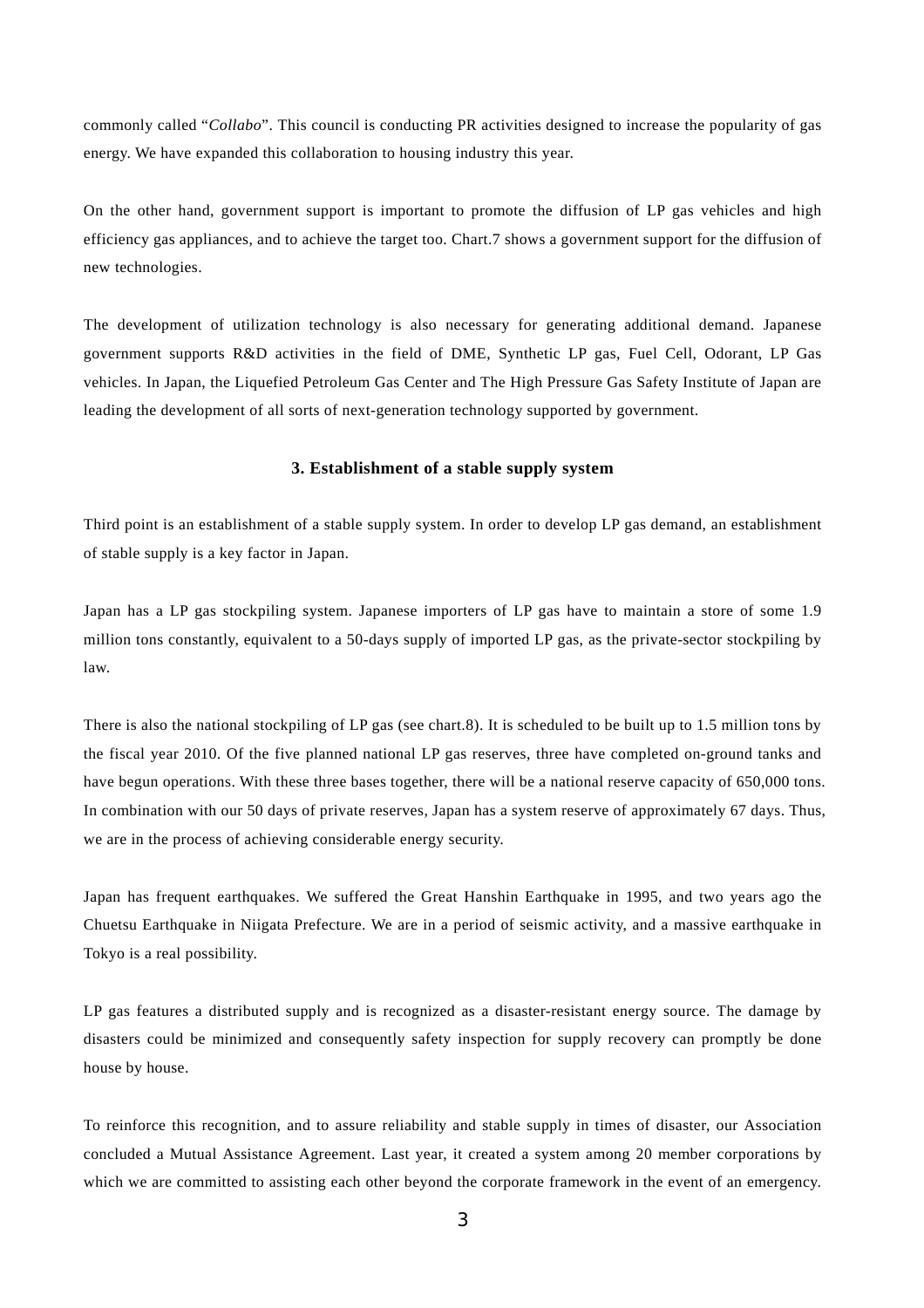commonly called "*Collabo*". This council is conducting PR activities designed to increase the popularity of gas energy. We have expanded this collaboration to housing industry this year.

On the other hand, government support is important to promote the diffusion of LP gas vehicles and high efficiency gas appliances, and to achieve the target too. Chart.7 shows a government support for the diffusion of new technologies.

The development of utilization technology is also necessary for generating additional demand. Japanese government supports R&D activities in the field of DME, Synthetic LP gas, Fuel Cell, Odorant, LP Gas vehicles. In Japan, the Liquefied Petroleum Gas Center and The High Pressure Gas Safety Institute of Japan are leading the development of all sorts of next-generation technology supported by government.

## 3. Establishment of a stable supply system

Third point is an establishment of a stable supply system. In order to develop LP gas demand, an establishment of stable supply is a key factor in Japan.

Japan has a LP gas stockpiling system. Japanese importers of LP gas have to maintain a store of some 1.9 million tons constantly, equivalent to a 50-days supply of imported LP gas, as the private-sector stockpiling by law.

There is also the national stockpiling of LP gas (see chart.8). It is scheduled to be built up to 1.5 million tons by the fiscal year 2010. Of the five planned national LP gas reserves, three have completed on-ground tanks and have begun operations. With these three bases together, there will be a national reserve capacity of 650,000 tons. In combination with our 50 days of private reserves, Japan has a system reserve of approximately 67 days. Thus, we are in the process of achieving considerable energy security.

Japan has frequent earthquakes. We suffered the Great Hanshin Earthquake in 1995, and two years ago the Chuetsu Earthquake in Niigata Prefecture. We are in a period of seismic activity, and a massive earthquake in Tokyo is a real possibility.

LP gas features a distributed supply and is recognized as a disaster-resistant energy source. The damage by disasters could be minimized and consequently safety inspection for supply recovery can promptly be done house by house.

To reinforce this recognition, and to assure reliability and stable supply in times of disaster, our Association concluded a Mutual Assistance Agreement. Last year, it created a system among 20 member corporations by which we are committed to assisting each other beyond the corporate framework in the event of an emergency.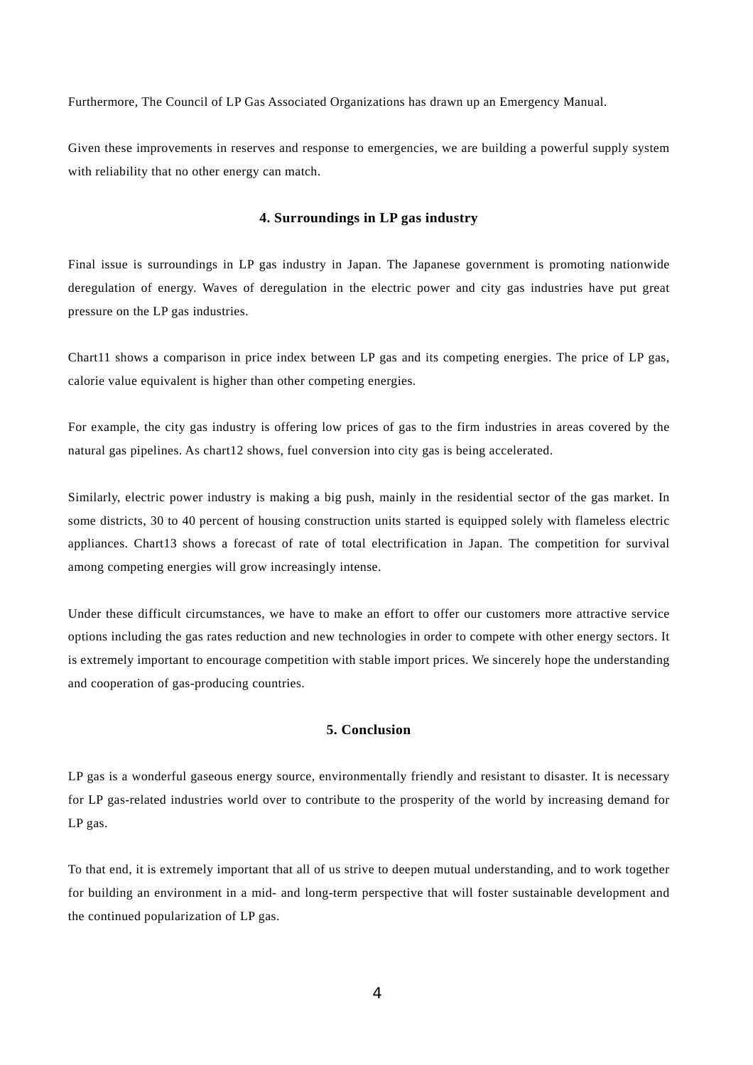Furthermore, The Council of LP Gas Associated Organizations has drawn up an Emergency Manual.

Given these improvements in reserves and response to emergencies, we are building a powerful supply system with reliability that no other energy can match.

## 4. Surroundings in LP gas industry

Final issue is surroundings in LP gas industry in Japan. The Japanese government is promoting nationwide deregulation of energy. Waves of deregulation in the electric power and city gas industries have put great pressure on the LP gas industries.

Chart11 shows a comparison in price index between LP gas and its competing energies. The price of LP gas, calorie value equivalent is higher than other competing energies.

For example, the city gas industry is offering low prices of gas to the firm industries in areas covered by the natural gas pipelines. As chart12 shows, fuel conversion into city gas is being accelerated.

Similarly, electric power industry is making a big push, mainly in the residential sector of the gas market. In some districts, 30 to 40 percent of housing construction units started is equipped solely with flameless electric appliances. Chart13 shows a forecast of rate of total electrification in Japan. The competition for survival among competing energies will grow increasingly intense.

Under these difficult circumstances, we have to make an effort to offer our customers more attractive service options including the gas rates reduction and new technologies in order to compete with other energy sectors. It is extremely important to encourage competition with stable import prices. We sincerely hope the understanding and cooperation of gas-producing countries.

## 5. Conclusion

LP gas is a wonderful gaseous energy source, environmentally friendly and resistant to disaster. It is necessary for LP gas-related industries world over to contribute to the prosperity of the world by increasing demand for LP gas.

To that end, it is extremely important that all of us strive to deepen mutual understanding, and to work together for building an environment in a mid- and long-term perspective that will foster sustainable development and the continued popularization of LP gas.